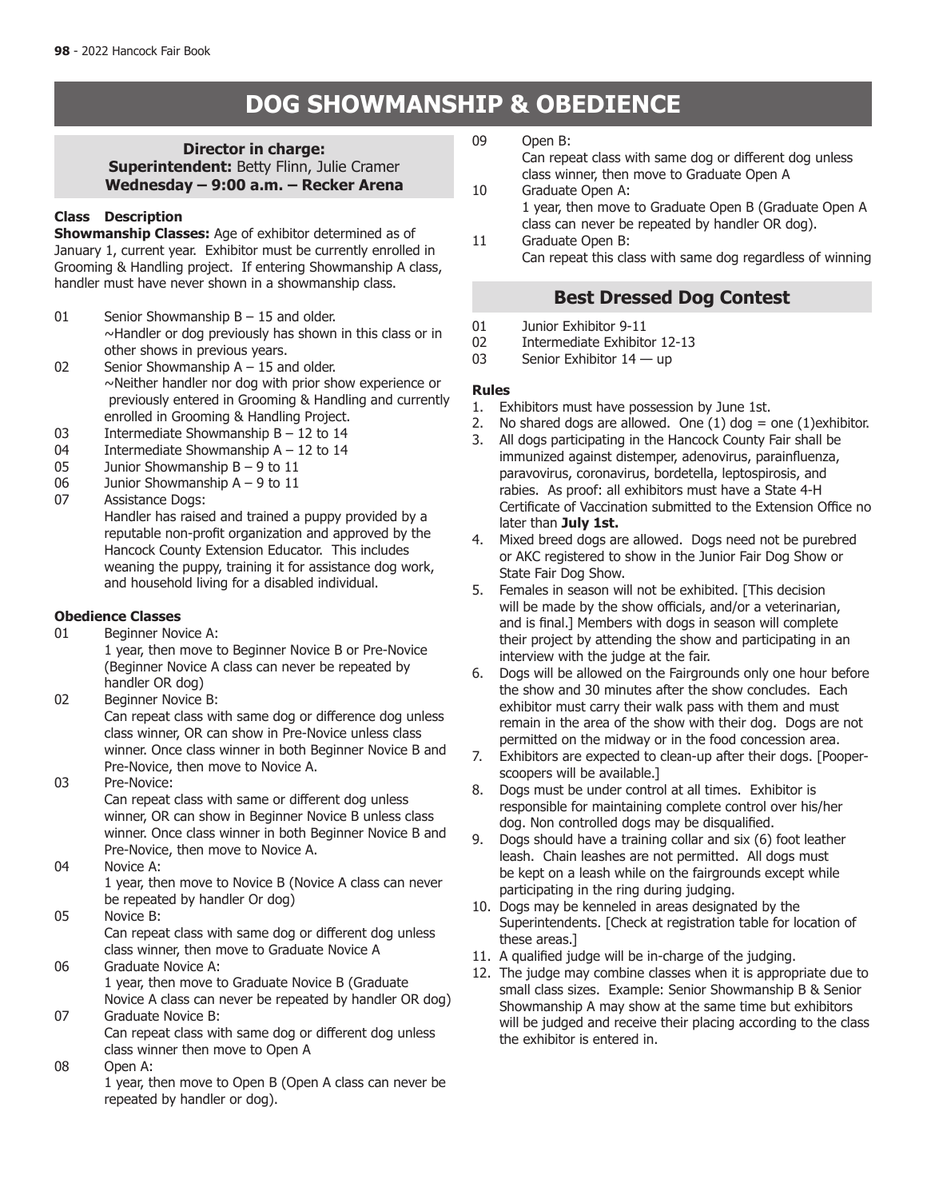# DOG SHOWMANSHIP & OBEDIENCE

**Director in charge:**
**Superintendent:** Betty Flinn, Julie Cramer
**Wednesday – 9:00 a.m. – Recker Arena**

**Class Description**

**Showmanship Classes:** Age of exhibitor determined as of January 1, current year. Exhibitor must be currently enrolled in Grooming & Handling project. If entering Showmanship A class, handler must have never shown in a showmanship class.

01 Senior Showmanship B – 15 and older.
~Handler or dog previously has shown in this class or in other shows in previous years.

02 Senior Showmanship A – 15 and older.
~Neither handler nor dog with prior show experience or previously entered in Grooming & Handling and currently enrolled in Grooming & Handling Project.

03 Intermediate Showmanship B – 12 to 14

04 Intermediate Showmanship A – 12 to 14

05 Junior Showmanship B – 9 to 11

06 Junior Showmanship A – 9 to 11

07 Assistance Dogs:
Handler has raised and trained a puppy provided by a reputable non-profit organization and approved by the Hancock County Extension Educator. This includes weaning the puppy, training it for assistance dog work, and household living for a disabled individual.

**Obedience Classes**

01 Beginner Novice A:
1 year, then move to Beginner Novice B or Pre-Novice (Beginner Novice A class can never be repeated by handler OR dog)

02 Beginner Novice B:
Can repeat class with same dog or difference dog unless class winner, OR can show in Pre-Novice unless class winner. Once class winner in both Beginner Novice B and Pre-Novice, then move to Novice A.

03 Pre-Novice:
Can repeat class with same or different dog unless winner, OR can show in Beginner Novice B unless class winner. Once class winner in both Beginner Novice B and Pre-Novice, then move to Novice A.

04 Novice A:
1 year, then move to Novice B (Novice A class can never be repeated by handler Or dog)

05 Novice B:
Can repeat class with same dog or different dog unless class winner, then move to Graduate Novice A

06 Graduate Novice A:
1 year, then move to Graduate Novice B (Graduate Novice A class can never be repeated by handler OR dog)

07 Graduate Novice B:
Can repeat class with same dog or different dog unless class winner then move to Open A

08 Open A:
1 year, then move to Open B (Open A class can never be repeated by handler or dog).

09 Open B:
Can repeat class with same dog or different dog unless class winner, then move to Graduate Open A

10 Graduate Open A:
1 year, then move to Graduate Open B (Graduate Open A class can never be repeated by handler OR dog).

11 Graduate Open B:
Can repeat this class with same dog regardless of winning

## Best Dressed Dog Contest

01 Junior Exhibitor 9-11

02 Intermediate Exhibitor 12-13

03 Senior Exhibitor 14 — up

**Rules**

1. Exhibitors must have possession by June 1st.
2. No shared dogs are allowed. One (1) dog = one (1)exhibitor.
3. All dogs participating in the Hancock County Fair shall be immunized against distemper, adenovirus, parainfluenza, paravovirus, coronavirus, bordetella, leptospirosis, and rabies. As proof: all exhibitors must have a State 4-H Certificate of Vaccination submitted to the Extension Office no later than **July 1st.**
4. Mixed breed dogs are allowed. Dogs need not be purebred or AKC registered to show in the Junior Fair Dog Show or State Fair Dog Show.
5. Females in season will not be exhibited. [This decision will be made by the show officials, and/or a veterinarian, and is final.] Members with dogs in season will complete their project by attending the show and participating in an interview with the judge at the fair.
6. Dogs will be allowed on the Fairgrounds only one hour before the show and 30 minutes after the show concludes. Each exhibitor must carry their walk pass with them and must remain in the area of the show with their dog. Dogs are not permitted on the midway or in the food concession area.
7. Exhibitors are expected to clean-up after their dogs. [Pooper-scoopers will be available.]
8. Dogs must be under control at all times. Exhibitor is responsible for maintaining complete control over his/her dog. Non controlled dogs may be disqualified.
9. Dogs should have a training collar and six (6) foot leather leash. Chain leashes are not permitted. All dogs must be kept on a leash while on the fairgrounds except while participating in the ring during judging.
10. Dogs may be kenneled in areas designated by the Superintendents. [Check at registration table for location of these areas.]
11. A qualified judge will be in-charge of the judging.
12. The judge may combine classes when it is appropriate due to small class sizes. Example: Senior Showmanship B & Senior Showmanship A may show at the same time but exhibitors will be judged and receive their placing according to the class the exhibitor is entered in.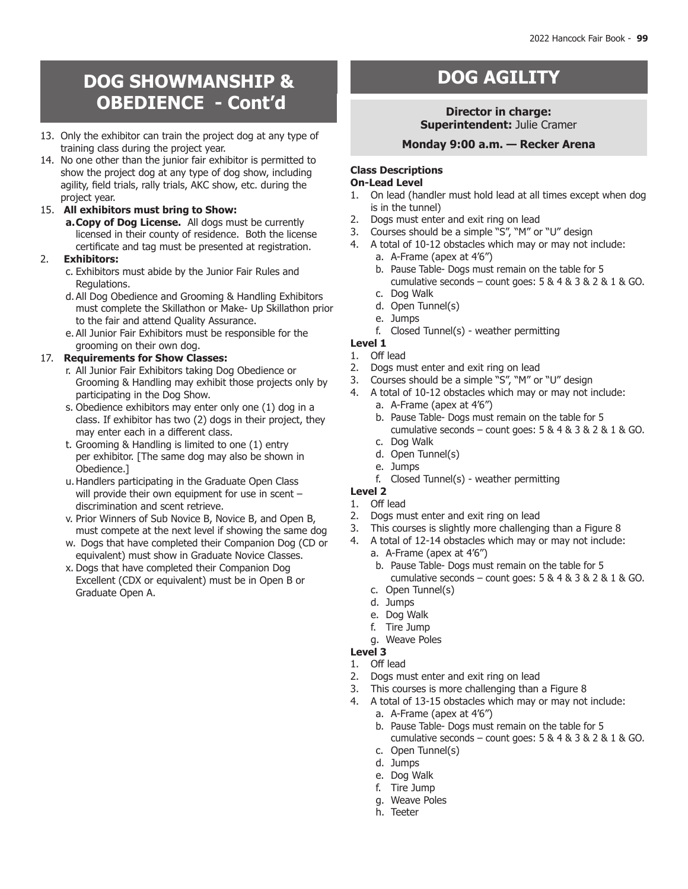# DOG SHOWMANSHIP & OBEDIENCE - Cont'd

13. Only the exhibitor can train the project dog at any type of training class during the project year.
14. No one other than the junior fair exhibitor is permitted to show the project dog at any type of dog show, including agility, field trials, rally trials, AKC show, etc. during the project year.
15. **All exhibitors must bring to Show:**
    a. **Copy of Dog License.** All dogs must be currently licensed in their county of residence. Both the license certificate and tag must be presented at registration.

2. **Exhibitors:**
    c. Exhibitors must abide by the Junior Fair Rules and Regulations.
    d. All Dog Obedience and Grooming & Handling Exhibitors must complete the Skillathon or Make- Up Skillathon prior to the fair and attend Quality Assurance.
    e. All Junior Fair Exhibitors must be responsible for the grooming on their own dog.

17. **Requirements for Show Classes:**
    r. All Junior Fair Exhibitors taking Dog Obedience or Grooming & Handling may exhibit those projects only by participating in the Dog Show.
    s. Obedience exhibitors may enter only one (1) dog in a class. If exhibitor has two (2) dogs in their project, they may enter each in a different class.
    t. Grooming & Handling is limited to one (1) entry per exhibitor. [The same dog may also be shown in Obedience.]
    u. Handlers participating in the Graduate Open Class will provide their own equipment for use in scent – discrimination and scent retrieve.
    v. Prior Winners of Sub Novice B, Novice B, and Open B, must compete at the next level if showing the same dog
    w. Dogs that have completed their Companion Dog (CD or equivalent) must show in Graduate Novice Classes.
    x. Dogs that have completed their Companion Dog Excellent (CDX or equivalent) must be in Open B or Graduate Open A.

# DOG AGILITY

**Director in charge:**
**Superintendent:** Julie Cramer

**Monday 9:00 a.m. — Recker Arena**

**Class Descriptions**

**On-Lead Level**

1. On lead (handler must hold lead at all times except when dog is in the tunnel)
2. Dogs must enter and exit ring on lead
3. Courses should be a simple "S", "M" or "U" design
4. A total of 10-12 obstacles which may or may not include:
    a. A-Frame (apex at 4'6")
    b. Pause Table- Dogs must remain on the table for 5 cumulative seconds – count goes: 5 & 4 & 3 & 2 & 1 & GO.
    c. Dog Walk
    d. Open Tunnel(s)
    e. Jumps
    f. Closed Tunnel(s) - weather permitting

**Level 1**

1. Off lead
2. Dogs must enter and exit ring on lead
3. Courses should be a simple "S", "M" or "U" design
4. A total of 10-12 obstacles which may or may not include:
    a. A-Frame (apex at 4'6")
    b. Pause Table- Dogs must remain on the table for 5 cumulative seconds – count goes: 5 & 4 & 3 & 2 & 1 & GO.
    c. Dog Walk
    d. Open Tunnel(s)
    e. Jumps
    f. Closed Tunnel(s) - weather permitting

**Level 2**

1. Off lead
2. Dogs must enter and exit ring on lead
3. This courses is slightly more challenging than a Figure 8
4. A total of 12-14 obstacles which may or may not include:
    a. A-Frame (apex at 4'6")
    b. Pause Table- Dogs must remain on the table for 5 cumulative seconds – count goes: 5 & 4 & 3 & 2 & 1 & GO.
    c. Open Tunnel(s)
    d. Jumps
    e. Dog Walk
    f. Tire Jump
    g. Weave Poles

**Level 3**

1. Off lead
2. Dogs must enter and exit ring on lead
3. This courses is more challenging than a Figure 8
4. A total of 13-15 obstacles which may or may not include:
    a. A-Frame (apex at 4'6")
    b. Pause Table- Dogs must remain on the table for 5 cumulative seconds – count goes: 5 & 4 & 3 & 2 & 1 & GO.
    c. Open Tunnel(s)
    d. Jumps
    e. Dog Walk
    f. Tire Jump
    g. Weave Poles
    h. Teeter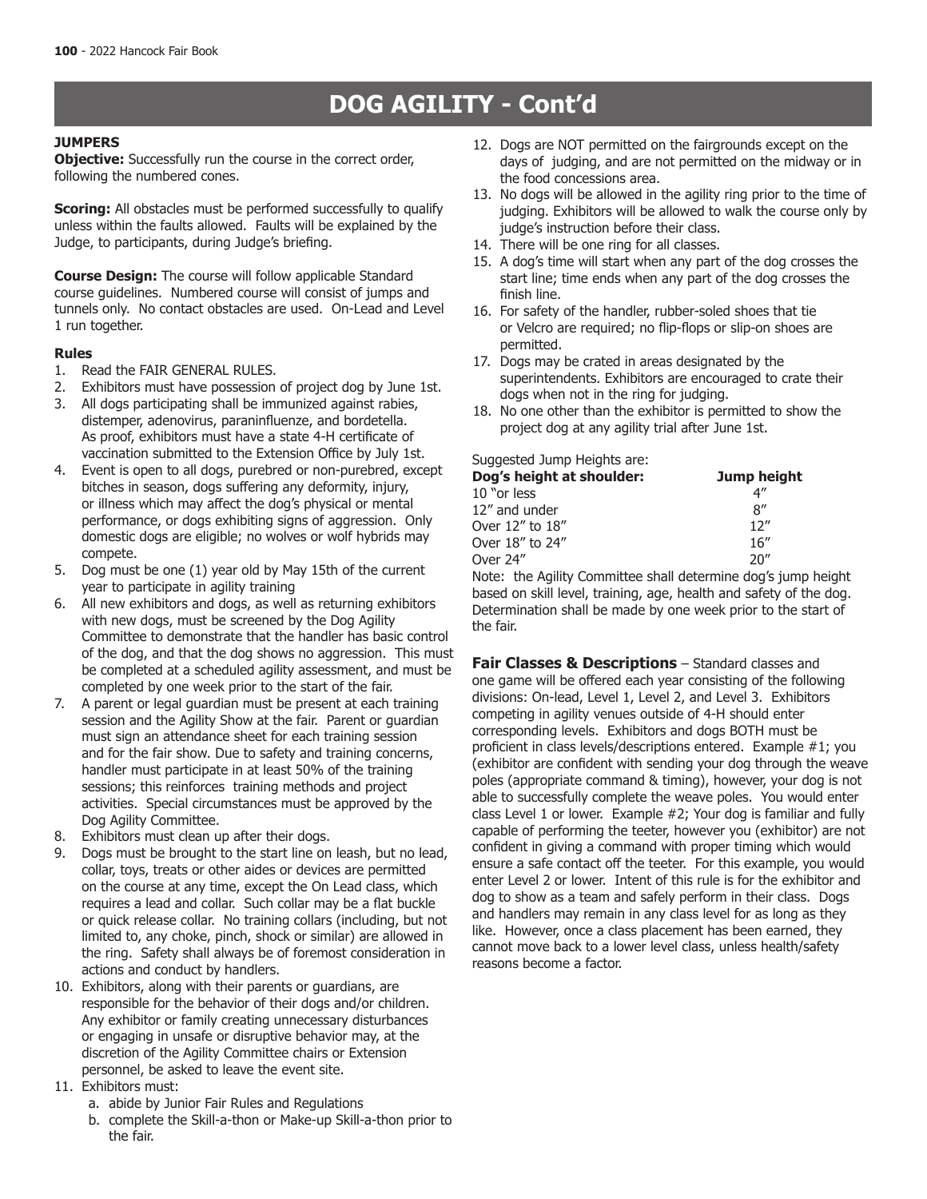# DOG AGILITY - Cont'd

**JUMPERS**

**Objective:** Successfully run the course in the correct order, following the numbered cones.

**Scoring:** All obstacles must be performed successfully to qualify unless within the faults allowed. Faults will be explained by the Judge, to participants, during Judge's briefing.

**Course Design:** The course will follow applicable Standard course guidelines. Numbered course will consist of jumps and tunnels only. No contact obstacles are used. On-Lead and Level 1 run together.

**Rules**

1. Read the FAIR GENERAL RULES.
2. Exhibitors must have possession of project dog by June 1st.
3. All dogs participating shall be immunized against rabies, distemper, adenovirus, paraninfluenze, and bordetella. As proof, exhibitors must have a state 4-H certificate of vaccination submitted to the Extension Office by July 1st.
4. Event is open to all dogs, purebred or non-purebred, except bitches in season, dogs suffering any deformity, injury, or illness which may affect the dog's physical or mental performance, or dogs exhibiting signs of aggression. Only domestic dogs are eligible; no wolves or wolf hybrids may compete.
5. Dog must be one (1) year old by May 15th of the current year to participate in agility training
6. All new exhibitors and dogs, as well as returning exhibitors with new dogs, must be screened by the Dog Agility Committee to demonstrate that the handler has basic control of the dog, and that the dog shows no aggression. This must be completed at a scheduled agility assessment, and must be completed by one week prior to the start of the fair.
7. A parent or legal guardian must be present at each training session and the Agility Show at the fair. Parent or guardian must sign an attendance sheet for each training session and for the fair show. Due to safety and training concerns, handler must participate in at least 50% of the training sessions; this reinforces training methods and project activities. Special circumstances must be approved by the Dog Agility Committee.
8. Exhibitors must clean up after their dogs.
9. Dogs must be brought to the start line on leash, but no lead, collar, toys, treats or other aides or devices are permitted on the course at any time, except the On Lead class, which requires a lead and collar. Such collar may be a flat buckle or quick release collar. No training collars (including, but not limited to, any choke, pinch, shock or similar) are allowed in the ring. Safety shall always be of foremost consideration in actions and conduct by handlers.
10. Exhibitors, along with their parents or guardians, are responsible for the behavior of their dogs and/or children. Any exhibitor or family creating unnecessary disturbances or engaging in unsafe or disruptive behavior may, at the discretion of the Agility Committee chairs or Extension personnel, be asked to leave the event site.
11. Exhibitors must:
    a. abide by Junior Fair Rules and Regulations
    b. complete the Skill-a-thon or Make-up Skill-a-thon prior to the fair.
12. Dogs are NOT permitted on the fairgrounds except on the days of judging, and are not permitted on the midway or in the food concessions area.
13. No dogs will be allowed in the agility ring prior to the time of judging. Exhibitors will be allowed to walk the course only by judge's instruction before their class.
14. There will be one ring for all classes.
15. A dog's time will start when any part of the dog crosses the start line; time ends when any part of the dog crosses the finish line.
16. For safety of the handler, rubber-soled shoes that tie or Velcro are required; no flip-flops or slip-on shoes are permitted.
17. Dogs may be crated in areas designated by the superintendents. Exhibitors are encouraged to crate their dogs when not in the ring for judging.
18. No one other than the exhibitor is permitted to show the project dog at any agility trial after June 1st.

Suggested Jump Heights are:

| Dog's height at shoulder: | Jump height |
|---|---|
| 10 "or less | 4" |
| 12" and under | 8" |
| Over 12" to 18" | 12" |
| Over 18" to 24" | 16" |
| Over 24" | 20" |

Note: the Agility Committee shall determine dog's jump height based on skill level, training, age, health and safety of the dog. Determination shall be made by one week prior to the start of the fair.

**Fair Classes & Descriptions** – Standard classes and one game will be offered each year consisting of the following divisions: On-lead, Level 1, Level 2, and Level 3. Exhibitors competing in agility venues outside of 4-H should enter corresponding levels. Exhibitors and dogs BOTH must be proficient in class levels/descriptions entered. Example #1; you (exhibitor are confident with sending your dog through the weave poles (appropriate command & timing), however, your dog is not able to successfully complete the weave poles. You would enter class Level 1 or lower. Example #2; Your dog is familiar and fully capable of performing the teeter, however you (exhibitor) are not confident in giving a command with proper timing which would ensure a safe contact off the teeter. For this example, you would enter Level 2 or lower. Intent of this rule is for the exhibitor and dog to show as a team and safely perform in their class. Dogs and handlers may remain in any class level for as long as they like. However, once a class placement has been earned, they cannot move back to a lower level class, unless health/safety reasons become a factor.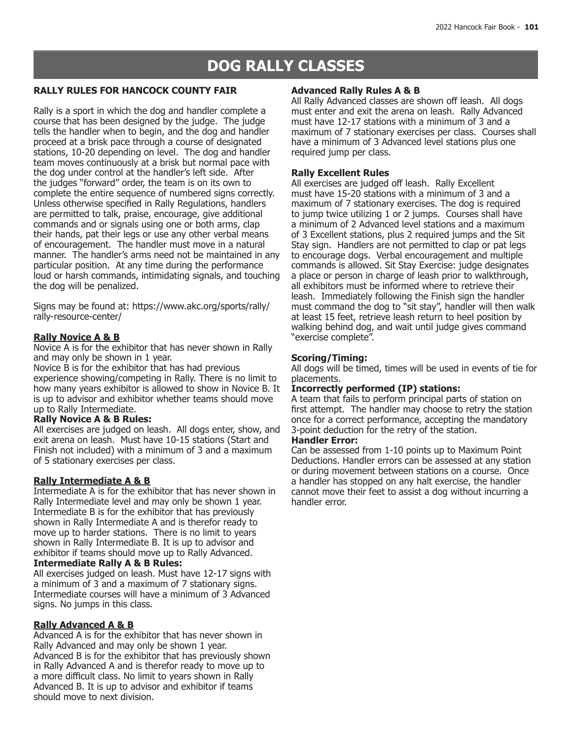# DOG RALLY CLASSES

**RALLY RULES FOR HANCOCK COUNTY FAIR**

Rally is a sport in which the dog and handler complete a course that has been designed by the judge. The judge tells the handler when to begin, and the dog and handler proceed at a brisk pace through a course of designated stations, 10-20 depending on level. The dog and handler team moves continuously at a brisk but normal pace with the dog under control at the handler's left side. After the judges "forward" order, the team is on its own to complete the entire sequence of numbered signs correctly. Unless otherwise specified in Rally Regulations, handlers are permitted to talk, praise, encourage, give additional commands and or signals using one or both arms, clap their hands, pat their legs or use any other verbal means of encouragement. The handler must move in a natural manner. The handler's arms need not be maintained in any particular position. At any time during the performance loud or harsh commands, intimidating signals, and touching the dog will be penalized.

Signs may be found at: https://www.akc.org/sports/rally/rally-resource-center/

**Rally Novice A & B**

Novice A is for the exhibitor that has never shown in Rally and may only be shown in 1 year.
Novice B is for the exhibitor that has had previous experience showing/competing in Rally. There is no limit to how many years exhibitor is allowed to show in Novice B. It is up to advisor and exhibitor whether teams should move up to Rally Intermediate.

**Rally Novice A & B Rules:**
All exercises are judged on leash. All dogs enter, show, and exit arena on leash. Must have 10-15 stations (Start and Finish not included) with a minimum of 3 and a maximum of 5 stationary exercises per class.

**Rally Intermediate A & B**

Intermediate A is for the exhibitor that has never shown in Rally Intermediate level and may only be shown 1 year.
Intermediate B is for the exhibitor that has previously shown in Rally Intermediate A and is therefor ready to move up to harder stations. There is no limit to years shown in Rally Intermediate B. It is up to advisor and exhibitor if teams should move up to Rally Advanced.

**Intermediate Rally A & B Rules:**
All exercises judged on leash. Must have 12-17 signs with a minimum of 3 and a maximum of 7 stationary signs. Intermediate courses will have a minimum of 3 Advanced signs. No jumps in this class.

**Rally Advanced A & B**

Advanced A is for the exhibitor that has never shown in Rally Advanced and may only be shown 1 year.
Advanced B is for the exhibitor that has previously shown in Rally Advanced A and is therefor ready to move up to a more difficult class. No limit to years shown in Rally Advanced B. It is up to advisor and exhibitor if teams should move to next division.

**Advanced Rally Rules A & B**
All Rally Advanced classes are shown off leash. All dogs must enter and exit the arena on leash. Rally Advanced must have 12-17 stations with a minimum of 3 and a maximum of 7 stationary exercises per class. Courses shall have a minimum of 3 Advanced level stations plus one required jump per class.

**Rally Excellent Rules**
All exercises are judged off leash. Rally Excellent must have 15-20 stations with a minimum of 3 and a maximum of 7 stationary exercises. The dog is required to jump twice utilizing 1 or 2 jumps. Courses shall have a minimum of 2 Advanced level stations and a maximum of 3 Excellent stations, plus 2 required jumps and the Sit Stay sign. Handlers are not permitted to clap or pat legs to encourage dogs. Verbal encouragement and multiple commands is allowed. Sit Stay Exercise: judge designates a place or person in charge of leash prior to walkthrough, all exhibitors must be informed where to retrieve their leash. Immediately following the Finish sign the handler must command the dog to "sit stay", handler will then walk at least 15 feet, retrieve leash return to heel position by walking behind dog, and wait until judge gives command "exercise complete".

**Scoring/Timing:**
All dogs will be timed, times will be used in events of tie for placements.

**Incorrectly performed (IP) stations:**
A team that fails to perform principal parts of station on first attempt. The handler may choose to retry the station once for a correct performance, accepting the mandatory 3-point deduction for the retry of the station.

**Handler Error:**
Can be assessed from 1-10 points up to Maximum Point Deductions. Handler errors can be assessed at any station or during movement between stations on a course. Once a handler has stopped on any halt exercise, the handler cannot move their feet to assist a dog without incurring a handler error.